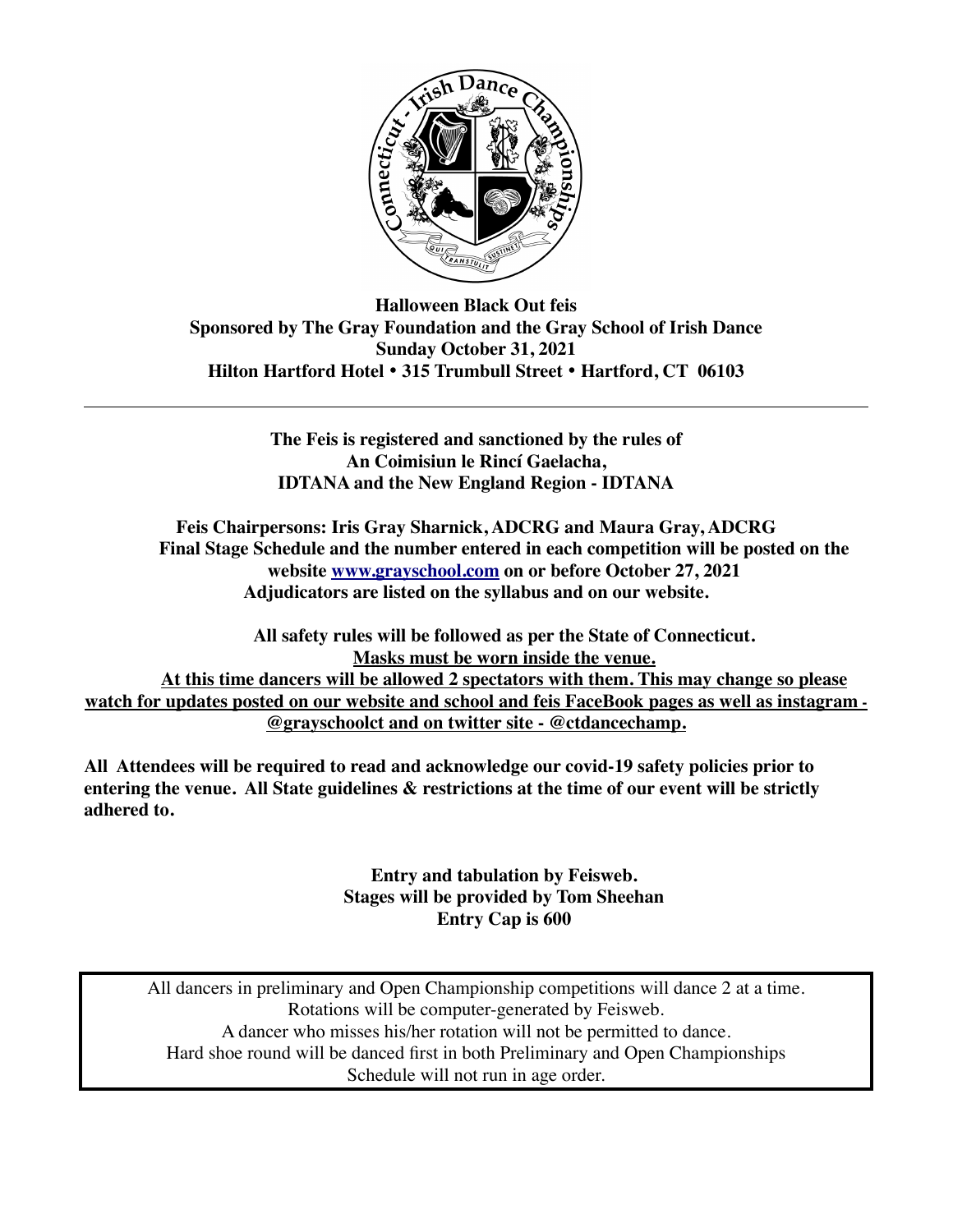**Halloween Black Out feis**
**Sponsored by The Gray Foundation and the Gray School of Irish Dance**
**Sunday October 31, 2021**
**Hilton Hartford Hotel • 315 Trumbull Street • Hartford, CT 06103**

---

**The Feis is registered and sanctioned by the rules of**
**An Coimisiun le Rincí Gaelacha,**
**IDTANA and the New England Region - IDTANA**

**Feis Chairpersons: Iris Gray Sharnick, ADCRG and Maura Gray, ADCRG**
**Final Stage Schedule and the number entered in each competition will be posted on the website [www.grayschool.com](http://www.grayschool.com) on or before October 27, 2021**
**Adjudicators are listed on the syllabus and on our website.**

**All safety rules will be followed as per the State of Connecticut.**
**<u>Masks must be worn inside the venue.</u>**
**<u>At this time dancers will be allowed 2 spectators with them. This may change so please watch for updates posted on our website and school and feis FaceBook pages as well as instagram - @grayschoolct and on twitter site - @ctdancechamp.</u>**

**All Attendees will be required to read and acknowledge our covid-19 safety policies prior to entering the venue. All State guidelines & restrictions at the time of our event will be strictly adhered to.**

**Entry and tabulation by Feisweb.**
**Stages will be provided by Tom Sheehan**
**Entry Cap is 600**

All dancers in preliminary and Open Championship competitions will dance 2 at a time.
Rotations will be computer-generated by Feisweb.
A dancer who misses his/her rotation will not be permitted to dance.
Hard shoe round will be danced first in both Preliminary and Open Championships
Schedule will not run in age order.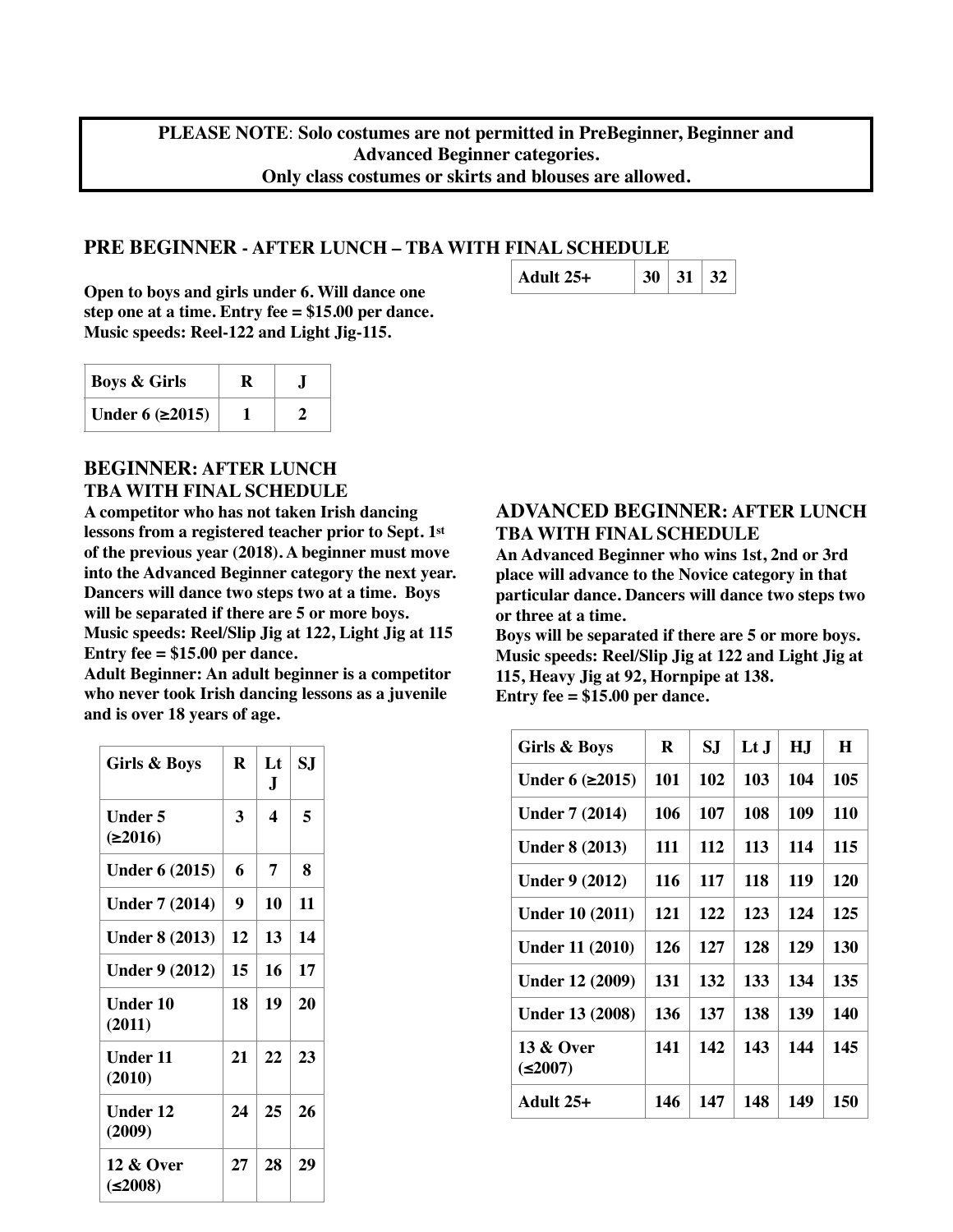**PLEASE NOTE**: **Solo costumes are not permitted in PreBeginner, Beginner and Advanced Beginner categories.**
**Only class costumes or skirts and blouses are allowed.**

## PRE BEGINNER - AFTER LUNCH – TBA WITH FINAL SCHEDULE

**Open to boys and girls under 6. Will dance one step one at a time. Entry fee = $15.00 per dance. Music speeds: Reel-122 and Light Jig-115.**

| Boys & Girls | R | J |
|---|---|---|
| Under 6 (≥2015) | 1 | 2 |

## BEGINNER: AFTER LUNCH TBA WITH FINAL SCHEDULE

**A competitor who has not taken Irish dancing lessons from a registered teacher prior to Sept. 1st of the previous year (2018). A beginner must move into the Advanced Beginner category the next year. Dancers will dance two steps two at a time. Boys will be separated if there are 5 or more boys. Music speeds: Reel/Slip Jig at 122, Light Jig at 115**
**Entry fee = $15.00 per dance.**
**Adult Beginner: An adult beginner is a competitor who never took Irish dancing lessons as a juvenile and is over 18 years of age.**

| Girls & Boys | R | Lt J | SJ |
|---|---|---|---|
| Under 5 (≥2016) | 3 | 4 | 5 |
| Under 6 (2015) | 6 | 7 | 8 |
| Under 7 (2014) | 9 | 10 | 11 |
| Under 8 (2013) | 12 | 13 | 14 |
| Under 9 (2012) | 15 | 16 | 17 |
| Under 10 (2011) | 18 | 19 | 20 |
| Under 11 (2010) | 21 | 22 | 23 |
| Under 12 (2009) | 24 | 25 | 26 |
| 12 & Over (≤2008) | 27 | 28 | 29 |
| Adult 25+ | 30 | 31 | 32 |

## ADVANCED BEGINNER: AFTER LUNCH TBA WITH FINAL SCHEDULE

**An Advanced Beginner who wins 1st, 2nd or 3rd place will advance to the Novice category in that particular dance. Dancers will dance two steps two or three at a time.**
**Boys will be separated if there are 5 or more boys. Music speeds: Reel/Slip Jig at 122 and Light Jig at 115, Heavy Jig at 92, Hornpipe at 138.**
**Entry fee = $15.00 per dance.**

| Girls & Boys | R | SJ | Lt J | HJ | H |
|---|---|---|---|---|---|
| Under 6 (≥2015) | 101 | 102 | 103 | 104 | 105 |
| Under 7 (2014) | 106 | 107 | 108 | 109 | 110 |
| Under 8 (2013) | 111 | 112 | 113 | 114 | 115 |
| Under 9 (2012) | 116 | 117 | 118 | 119 | 120 |
| Under 10 (2011) | 121 | 122 | 123 | 124 | 125 |
| Under 11 (2010) | 126 | 127 | 128 | 129 | 130 |
| Under 12 (2009) | 131 | 132 | 133 | 134 | 135 |
| Under 13 (2008) | 136 | 137 | 138 | 139 | 140 |
| 13 & Over (≤2007) | 141 | 142 | 143 | 144 | 145 |
| Adult 25+ | 146 | 147 | 148 | 149 | 150 |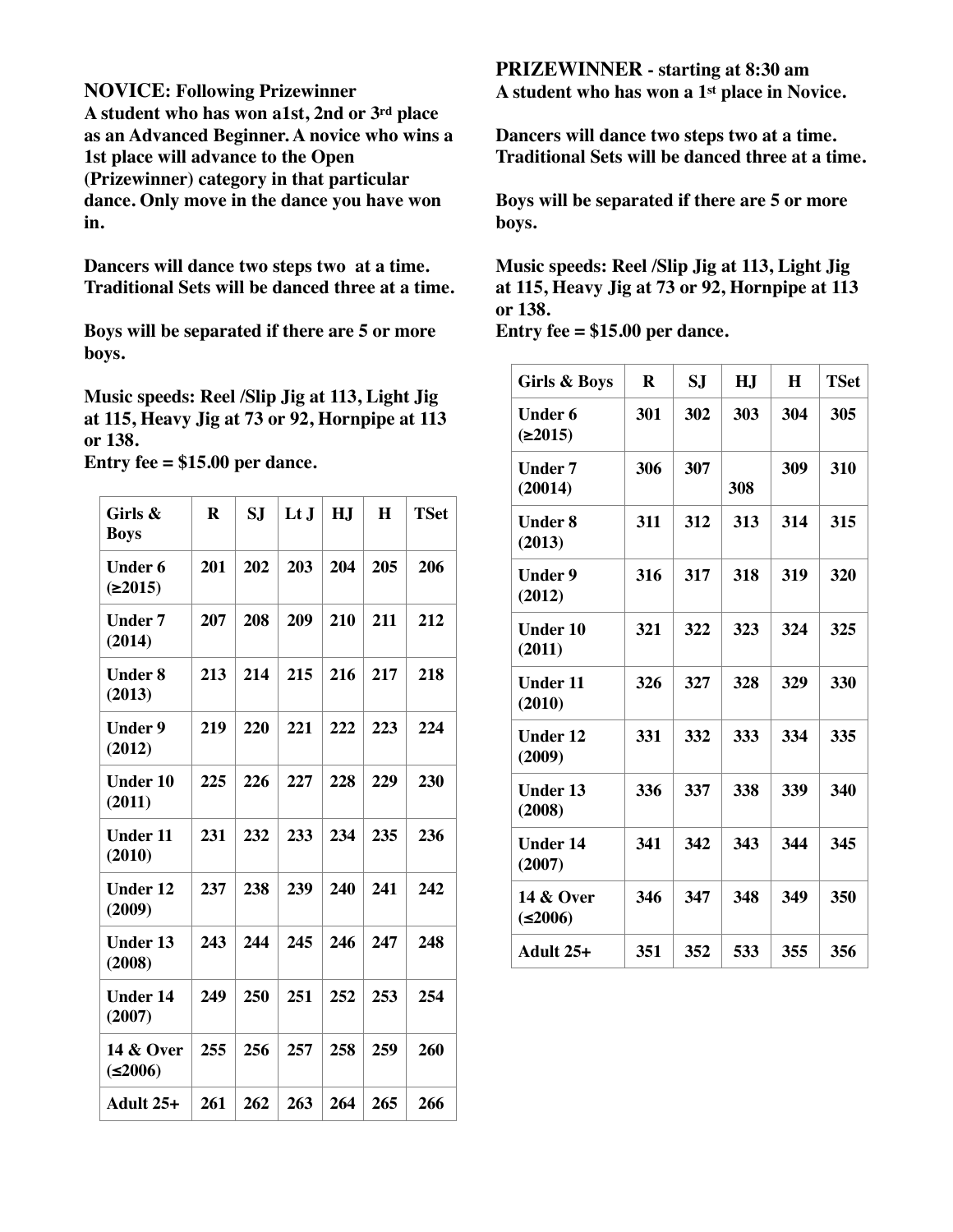**NOVICE: Following Prizewinner**
**A student who has won a1st, 2nd or 3rd place as an Advanced Beginner. A novice who wins a 1st place will advance to the Open (Prizewinner) category in that particular dance. Only move in the dance you have won in.**

**Dancers will dance two steps two at a time. Traditional Sets will be danced three at a time.**

**Boys will be separated if there are 5 or more boys.**

**Music speeds: Reel /Slip Jig at 113, Light Jig at 115, Heavy Jig at 73 or 92, Hornpipe at 113 or 138.**
**Entry fee = $15.00 per dance.**

| Girls & Boys | R | SJ | Lt J | HJ | H | TSet |
|---|---|---|---|---|---|---|
| Under 6 (≥2015) | 201 | 202 | 203 | 204 | 205 | 206 |
| Under 7 (2014) | 207 | 208 | 209 | 210 | 211 | 212 |
| Under 8 (2013) | 213 | 214 | 215 | 216 | 217 | 218 |
| Under 9 (2012) | 219 | 220 | 221 | 222 | 223 | 224 |
| Under 10 (2011) | 225 | 226 | 227 | 228 | 229 | 230 |
| Under 11 (2010) | 231 | 232 | 233 | 234 | 235 | 236 |
| Under 12 (2009) | 237 | 238 | 239 | 240 | 241 | 242 |
| Under 13 (2008) | 243 | 244 | 245 | 246 | 247 | 248 |
| Under 14 (2007) | 249 | 250 | 251 | 252 | 253 | 254 |
| 14 & Over (≤2006) | 255 | 256 | 257 | 258 | 259 | 260 |
| Adult 25+ | 261 | 262 | 263 | 264 | 265 | 266 |

**PRIZEWINNER - starting at 8:30 am**
**A student who has won a 1st place in Novice.**

**Dancers will dance two steps two at a time. Traditional Sets will be danced three at a time.**

**Boys will be separated if there are 5 or more boys.**

**Music speeds: Reel /Slip Jig at 113, Light Jig at 115, Heavy Jig at 73 or 92, Hornpipe at 113 or 138.**
**Entry fee = $15.00 per dance.**

| Girls & Boys | R | SJ | HJ | H | TSet |
|---|---|---|---|---|---|
| Under 6 (≥2015) | 301 | 302 | 303 | 304 | 305 |
| Under 7 (20014) | 306 | 307 | 308 | 309 | 310 |
| Under 8 (2013) | 311 | 312 | 313 | 314 | 315 |
| Under 9 (2012) | 316 | 317 | 318 | 319 | 320 |
| Under 10 (2011) | 321 | 322 | 323 | 324 | 325 |
| Under 11 (2010) | 326 | 327 | 328 | 329 | 330 |
| Under 12 (2009) | 331 | 332 | 333 | 334 | 335 |
| Under 13 (2008) | 336 | 337 | 338 | 339 | 340 |
| Under 14 (2007) | 341 | 342 | 343 | 344 | 345 |
| 14 & Over (≤2006) | 346 | 347 | 348 | 349 | 350 |
| Adult 25+ | 351 | 352 | 533 | 355 | 356 |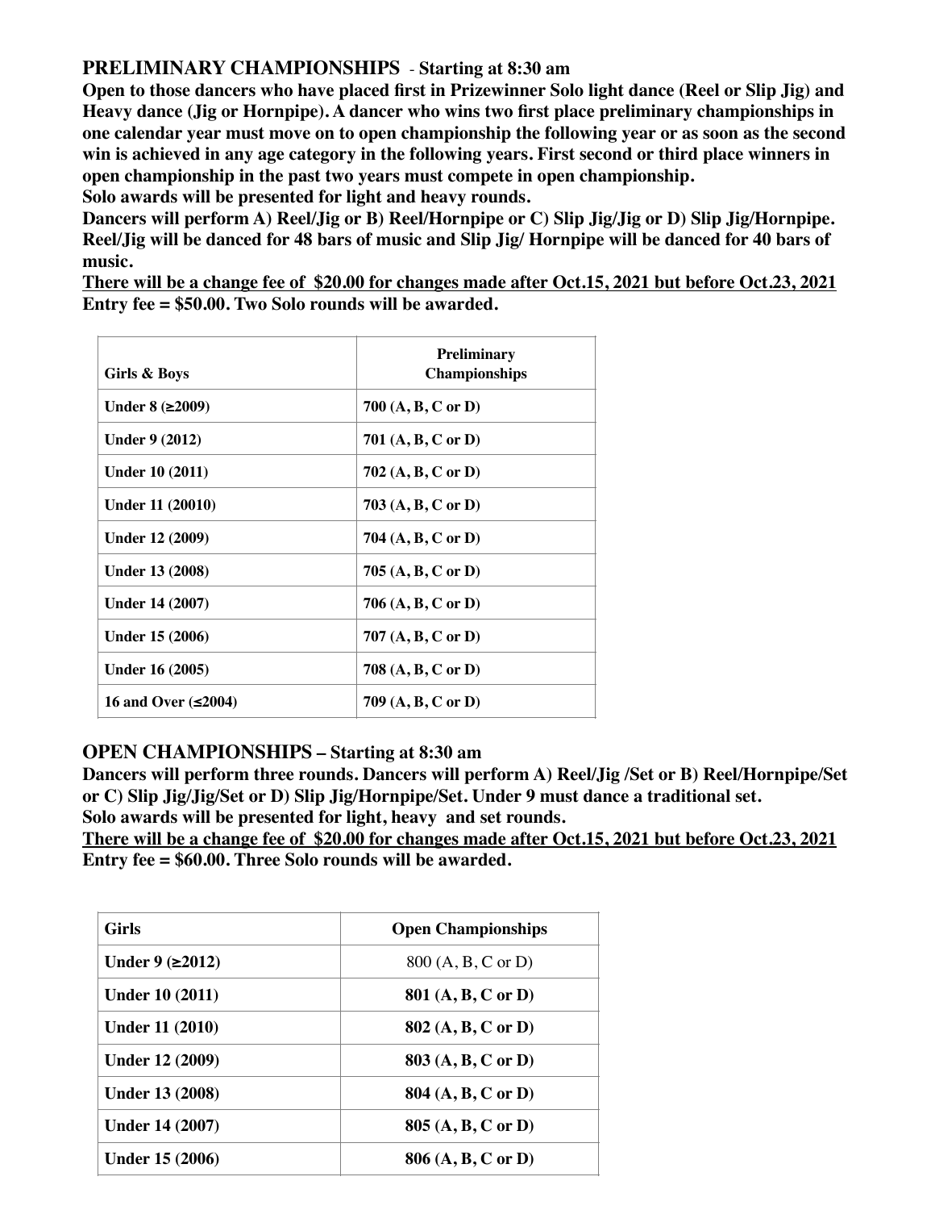## PRELIMINARY CHAMPIONSHIPS - Starting at 8:30 am

**Open to those dancers who have placed first in Prizewinner Solo light dance (Reel or Slip Jig) and Heavy dance (Jig or Hornpipe). A dancer who wins two first place preliminary championships in one calendar year must move on to open championship the following year or as soon as the second win is achieved in any age category in the following years. First second or third place winners in open championship in the past two years must compete in open championship.**

**Solo awards will be presented for light and heavy rounds.**

**Dancers will perform A) Reel/Jig or B) Reel/Hornpipe or C) Slip Jig/Jig or D) Slip Jig/Hornpipe. Reel/Jig will be danced for 48 bars of music and Slip Jig/ Hornpipe will be danced for 40 bars of music.**

**<u>There will be a change fee of $20.00 for changes made after Oct.15, 2021 but before Oct.23, 2021</u>**

**Entry fee = $50.00. Two Solo rounds will be awarded.**

| Girls & Boys | Preliminary Championships |
|---|---|
| Under 8 (≥2009) | 700 (A, B, C or D) |
| Under 9 (2012) | 701 (A, B, C or D) |
| Under 10 (2011) | 702 (A, B, C or D) |
| Under 11 (20010) | 703 (A, B, C or D) |
| Under 12 (2009) | 704 (A, B, C or D) |
| Under 13 (2008) | 705 (A, B, C or D) |
| Under 14 (2007) | 706 (A, B, C or D) |
| Under 15 (2006) | 707 (A, B, C or D) |
| Under 16 (2005) | 708 (A, B, C or D) |
| 16 and Over (≤2004) | 709 (A, B, C or D) |

## OPEN CHAMPIONSHIPS – Starting at 8:30 am

**Dancers will perform three rounds. Dancers will perform A) Reel/Jig /Set or B) Reel/Hornpipe/Set or C) Slip Jig/Jig/Set or D) Slip Jig/Hornpipe/Set. Under 9 must dance a traditional set.**

**Solo awards will be presented for light, heavy and set rounds.**

**<u>There will be a change fee of $20.00 for changes made after Oct.15, 2021 but before Oct.23, 2021</u>**

**Entry fee = $60.00. Three Solo rounds will be awarded.**

| Girls | Open Championships |
|---|---|
| Under 9 (≥2012) | 800 (A, B, C or D) |
| Under 10 (2011) | 801 (A, B, C or D) |
| Under 11 (2010) | 802 (A, B, C or D) |
| Under 12 (2009) | 803 (A, B, C or D) |
| Under 13 (2008) | 804 (A, B, C or D) |
| Under 14 (2007) | 805 (A, B, C or D) |
| Under 15 (2006) | 806 (A, B, C or D) |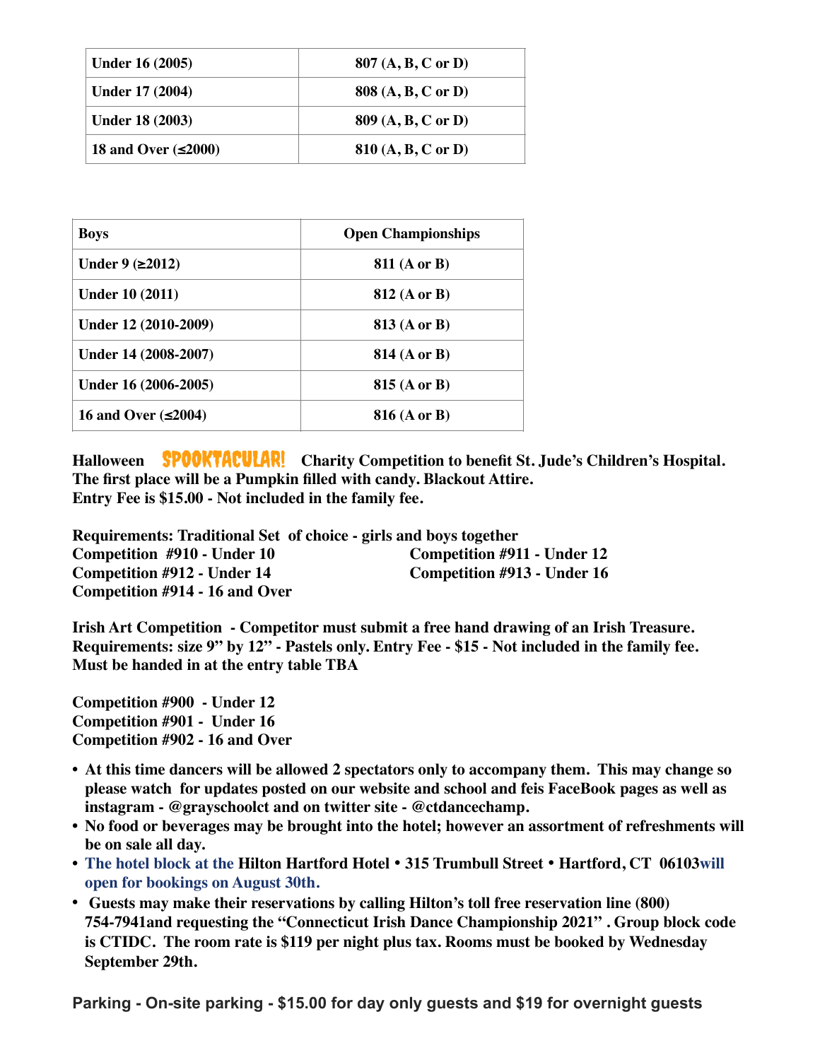| Under 16 (2005) | 807 (A, B, C or D) |
|---|---|
| Under 17 (2004) | 808 (A, B, C or D) |
| Under 18 (2003) | 809 (A, B, C or D) |
| 18 and Over (≤2000) | 810 (A, B, C or D) |

| Boys | Open Championships |
|---|---|
| Under 9 (≥2012) | 811 (A or B) |
| Under 10 (2011) | 812 (A or B) |
| Under 12 (2010-2009) | 813 (A or B) |
| Under 14 (2008-2007) | 814 (A or B) |
| Under 16 (2006-2005) | 815 (A or B) |
| 16 and Over (≤2004) | 816 (A or B) |

**Halloween SPOOKTACULAR! Charity Competition to benefit St. Jude's Children's Hospital. The first place will be a Pumpkin filled with candy. Blackout Attire.**
**Entry Fee is $15.00 - Not included in the family fee.**

**Requirements: Traditional Set of choice - girls and boys together**
**Competition #910 - Under 10**
**Competition #911 - Under 12**
**Competition #912 - Under 14**
**Competition #913 - Under 16**
**Competition #914 - 16 and Over**

**Irish Art Competition - Competitor must submit a free hand drawing of an Irish Treasure. Requirements: size 9" by 12" - Pastels only. Entry Fee - $15 - Not included in the family fee. Must be handed in at the entry table TBA**

**Competition #900 - Under 12**
**Competition #901 - Under 16**
**Competition #902 - 16 and Over**

- **At this time dancers will be allowed 2 spectators only to accompany them. This may change so please watch for updates posted on our website and school and feis FaceBook pages as well as instagram - @grayschoolct and on twitter site - @ctdancechamp.**
- **No food or beverages may be brought into the hotel; however an assortment of refreshments will be on sale all day.**
- **The hotel block at the Hilton Hartford Hotel • 315 Trumbull Street • Hartford, CT 06103will open for bookings on August 30th.**
- **Guests may make their reservations by calling Hilton's toll free reservation line (800) 754-7941and requesting the "Connecticut Irish Dance Championship 2021" . Group block code is CTIDC. The room rate is $119 per night plus tax. Rooms must be booked by Wednesday September 29th.**

**Parking - On-site parking - $15.00 for day only guests and $19 for overnight guests**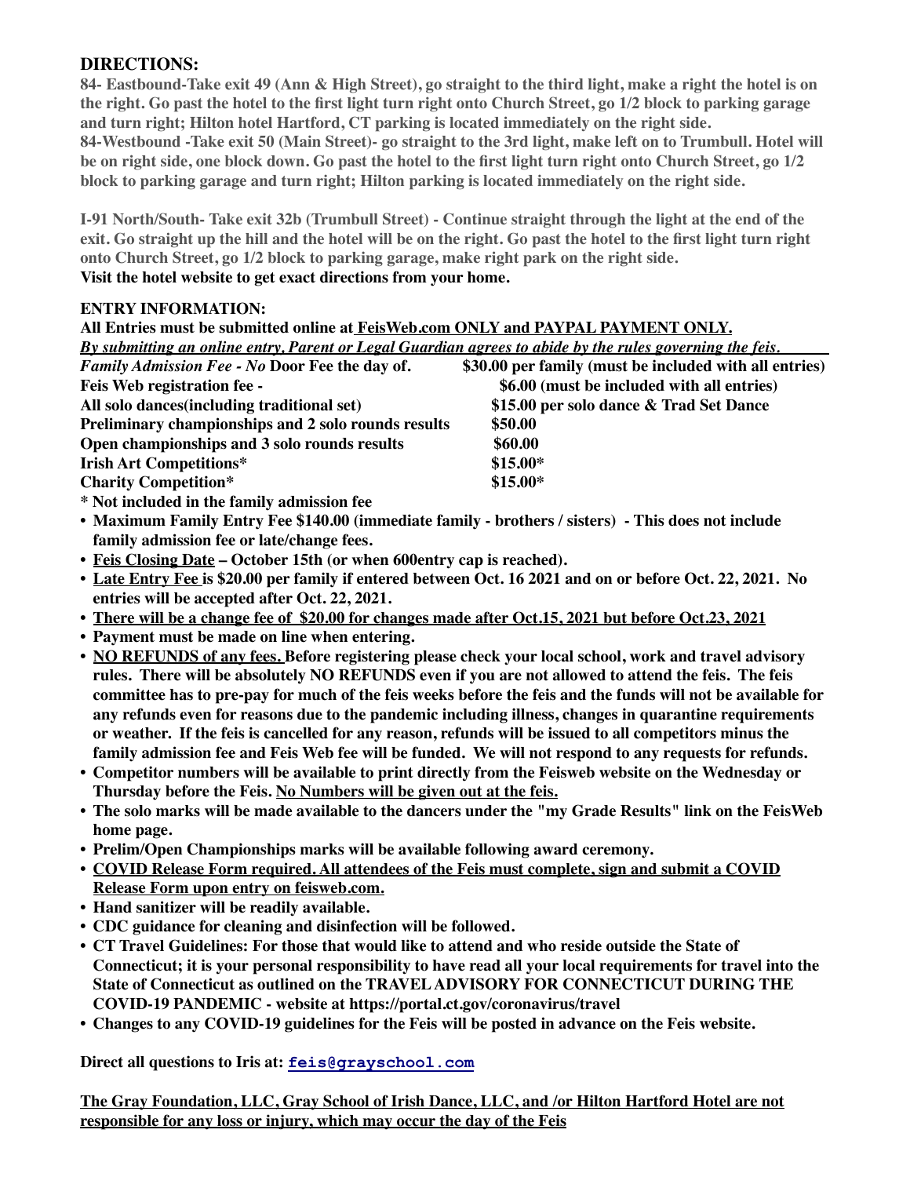## DIRECTIONS:

**84- Eastbound-Take exit 49 (Ann & High Street), go straight to the third light, make a right the hotel is on the right. Go past the hotel to the first light turn right onto Church Street, go 1/2 block to parking garage and turn right; Hilton hotel Hartford, CT parking is located immediately on the right side.**
**84-Westbound -Take exit 50 (Main Street)- go straight to the 3rd light, make left on to Trumbull. Hotel will be on right side, one block down. Go past the hotel to the first light turn right onto Church Street, go 1/2 block to parking garage and turn right; Hilton parking is located immediately on the right side.**

**I-91 North/South- Take exit 32b (Trumbull Street) - Continue straight through the light at the end of the exit. Go straight up the hill and the hotel will be on the right. Go past the hotel to the first light turn right onto Church Street, go 1/2 block to parking garage, make right park on the right side.**
**Visit the hotel website to get exact directions from your home.**

## ENTRY INFORMATION:

**All Entries must be submitted online at FeisWeb.com ONLY and PAYPAL PAYMENT ONLY.**
***By submitting an online entry, Parent or Legal Guardian agrees to abide by the rules governing the feis.***

| | |
|---|---|
| *Family Admission Fee - No* **Door Fee the day of.** | **$30.00 per family (must be included with all entries)** |
| **Feis Web registration fee -** | **$6.00 (must be included with all entries)** |
| **All solo dances(including traditional set)** | **$15.00 per solo dance & Trad Set Dance** |
| **Preliminary championships and 2 solo rounds results** | **$50.00** |
| **Open championships and 3 solo rounds results** | **$60.00** |
| **Irish Art Competitions*** | **$15.00*** |
| **Charity Competition*** | **$15.00*** |

**\* Not included in the family admission fee**

- **Maximum Family Entry Fee $140.00 (immediate family - brothers / sisters) - This does not include family admission fee or late/change fees.**
- **Feis Closing Date – October 15th (or when 600entry cap is reached).**
- **Late Entry Fee is $20.00 per family if entered between Oct. 16 2021 and on or before Oct. 22, 2021. No entries will be accepted after Oct. 22, 2021.**
- **There will be a change fee of $20.00 for changes made after Oct.15, 2021 but before Oct.23, 2021**
- **Payment must be made on line when entering.**
- **NO REFUNDS of any fees. Before registering please check your local school, work and travel advisory rules. There will be absolutely NO REFUNDS even if you are not allowed to attend the feis. The feis committee has to pre-pay for much of the feis weeks before the feis and the funds will not be available for any refunds even for reasons due to the pandemic including illness, changes in quarantine requirements or weather. If the feis is cancelled for any reason, refunds will be issued to all competitors minus the family admission fee and Feis Web fee will be funded. We will not respond to any requests for refunds.**
- **Competitor numbers will be available to print directly from the Feisweb website on the Wednesday or Thursday before the Feis. No Numbers will be given out at the feis.**
- **The solo marks will be made available to the dancers under the "my Grade Results" link on the FeisWeb home page.**
- **Prelim/Open Championships marks will be available following award ceremony.**
- **COVID Release Form required. All attendees of the Feis must complete, sign and submit a COVID Release Form upon entry on feisweb.com.**
- **Hand sanitizer will be readily available.**
- **CDC guidance for cleaning and disinfection will be followed.**
- **CT Travel Guidelines: For those that would like to attend and who reside outside the State of Connecticut; it is your personal responsibility to have read all your local requirements for travel into the State of Connecticut as outlined on the TRAVEL ADVISORY FOR CONNECTICUT DURING THE COVID-19 PANDEMIC - website at https://portal.ct.gov/coronavirus/travel**
- **Changes to any COVID-19 guidelines for the Feis will be posted in advance on the Feis website.**

**Direct all questions to Iris at: feis@grayschool.com**

**The Gray Foundation, LLC, Gray School of Irish Dance, LLC, and /or Hilton Hartford Hotel are not responsible for any loss or injury, which may occur the day of the Feis**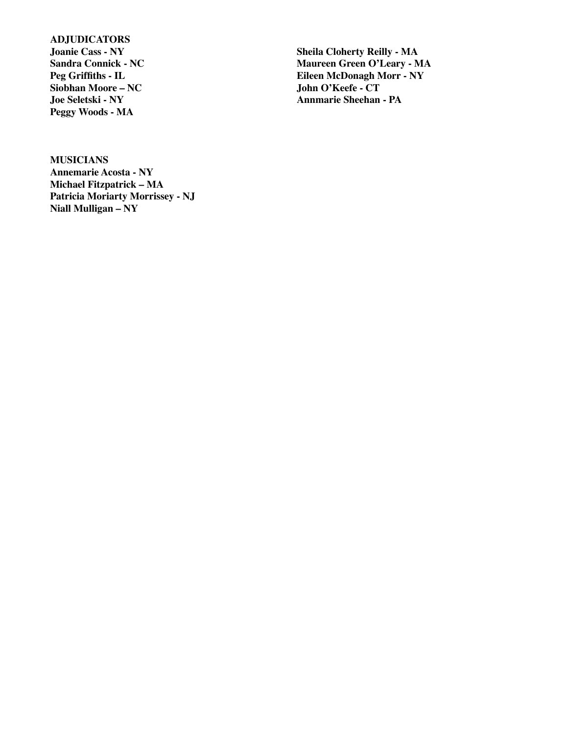**ADJUDICATORS**

**Joanie Cass - NY**
**Sandra Connick - NC**
**Peg Griffiths - IL**
**Siobhan Moore – NC**
**Joe Seletski - NY**
**Peggy Woods - MA**
**Sheila Cloherty Reilly - MA**
**Maureen Green O'Leary - MA**
**Eileen McDonagh Morr - NY**
**John O'Keefe - CT**
**Annmarie Sheehan - PA**

**MUSICIANS**

**Annemarie Acosta - NY**
**Michael Fitzpatrick – MA**
**Patricia Moriarty Morrissey - NJ**
**Niall Mulligan – NY**